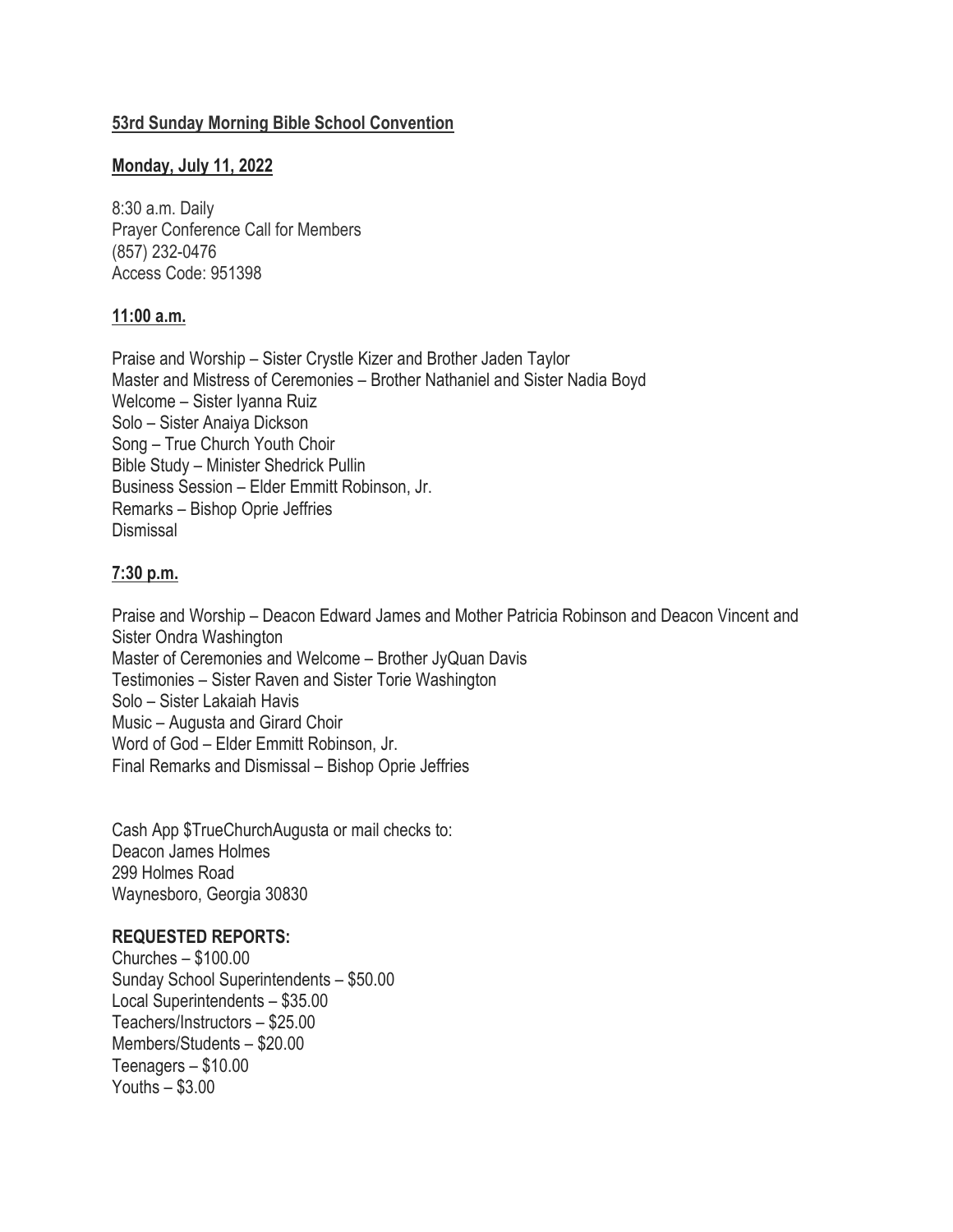**53rd Sunday Morning Bible School Convention**

**Monday, July 11, 2022**

8:30 a.m. Daily
Prayer Conference Call for Members
(857) 232-0476
Access Code: 951398

**11:00 a.m.**

Praise and Worship – Sister Crystle Kizer and Brother Jaden Taylor
Master and Mistress of Ceremonies – Brother Nathaniel and Sister Nadia Boyd
Welcome – Sister Iyanna Ruiz
Solo – Sister Anaiya Dickson
Song – True Church Youth Choir
Bible Study – Minister Shedrick Pullin
Business Session – Elder Emmitt Robinson, Jr.
Remarks – Bishop Oprie Jeffries
Dismissal

**7:30 p.m.**

Praise and Worship – Deacon Edward James and Mother Patricia Robinson and Deacon Vincent and Sister Ondra Washington
Master of Ceremonies and Welcome – Brother JyQuan Davis
Testimonies – Sister Raven and Sister Torie Washington
Solo – Sister Lakaiah Havis
Music – Augusta and Girard Choir
Word of God – Elder Emmitt Robinson, Jr.
Final Remarks and Dismissal – Bishop Oprie Jeffries

Cash App $TrueChurchAugusta or mail checks to:
Deacon James Holmes
299 Holmes Road
Waynesboro, Georgia 30830

**REQUESTED REPORTS:**
Churches – $100.00
Sunday School Superintendents – $50.00
Local Superintendents – $35.00
Teachers/Instructors – $25.00
Members/Students – $20.00
Teenagers – $10.00
Youths – $3.00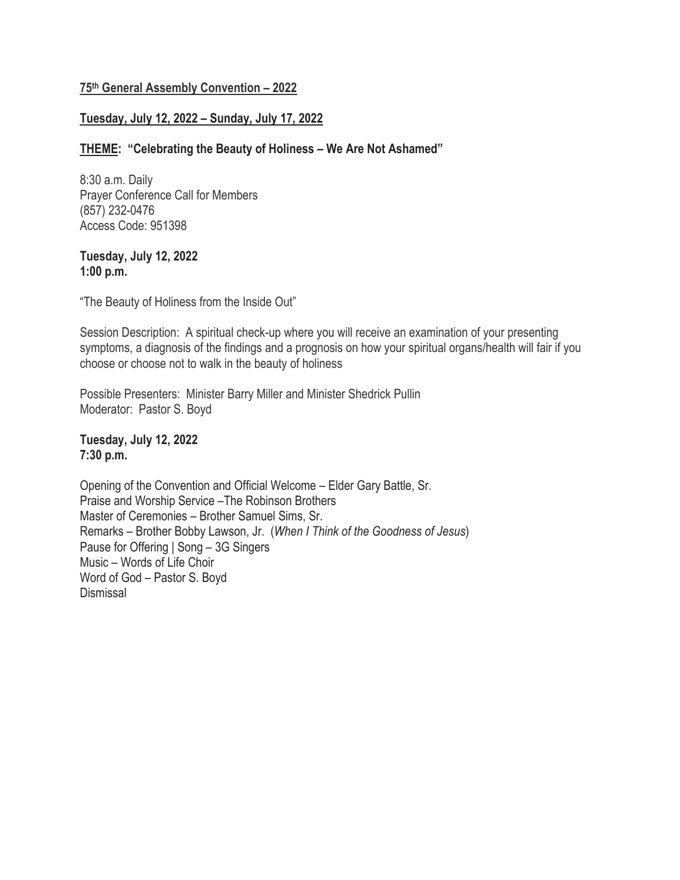**<u>75th General Assembly Convention – 2022</u>**

**<u>Tuesday, July 12, 2022 – Sunday, July 17, 2022</u>**

**<u>THEME</u>: "Celebrating the Beauty of Holiness – We Are Not Ashamed"**

8:30 a.m. Daily
Prayer Conference Call for Members
(857) 232-0476
Access Code: 951398

**Tuesday, July 12, 2022**
**1:00 p.m.**

"The Beauty of Holiness from the Inside Out"

Session Description: A spiritual check-up where you will receive an examination of your presenting symptoms, a diagnosis of the findings and a prognosis on how your spiritual organs/health will fair if you choose or choose not to walk in the beauty of holiness

Possible Presenters: Minister Barry Miller and Minister Shedrick Pullin
Moderator: Pastor S. Boyd

**Tuesday, July 12, 2022**
**7:30 p.m.**

Opening of the Convention and Official Welcome – Elder Gary Battle, Sr.
Praise and Worship Service –The Robinson Brothers
Master of Ceremonies – Brother Samuel Sims, Sr.
Remarks – Brother Bobby Lawson, Jr. (*When I Think of the Goodness of Jesus*)
Pause for Offering | Song – 3G Singers
Music – Words of Life Choir
Word of God – Pastor S. Boyd
Dismissal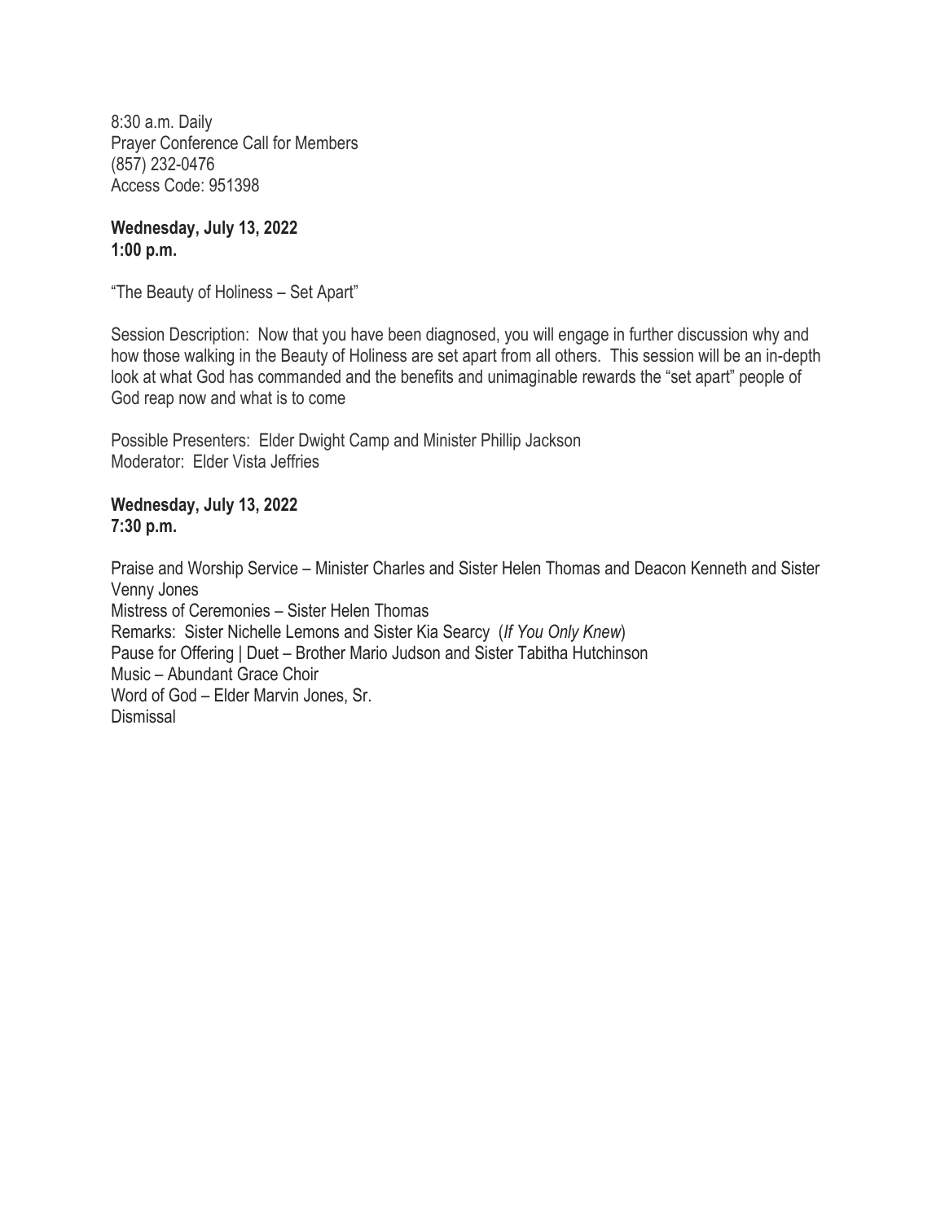8:30 a.m. Daily
Prayer Conference Call for Members
(857) 232-0476
Access Code: 951398

**Wednesday, July 13, 2022**
**1:00 p.m.**

"The Beauty of Holiness – Set Apart"

Session Description: Now that you have been diagnosed, you will engage in further discussion why and how those walking in the Beauty of Holiness are set apart from all others. This session will be an in-depth look at what God has commanded and the benefits and unimaginable rewards the "set apart" people of God reap now and what is to come

Possible Presenters: Elder Dwight Camp and Minister Phillip Jackson
Moderator: Elder Vista Jeffries

**Wednesday, July 13, 2022**
**7:30 p.m.**

Praise and Worship Service – Minister Charles and Sister Helen Thomas and Deacon Kenneth and Sister Venny Jones
Mistress of Ceremonies – Sister Helen Thomas
Remarks: Sister Nichelle Lemons and Sister Kia Searcy (*If You Only Knew*)
Pause for Offering | Duet – Brother Mario Judson and Sister Tabitha Hutchinson
Music – Abundant Grace Choir
Word of God – Elder Marvin Jones, Sr.
Dismissal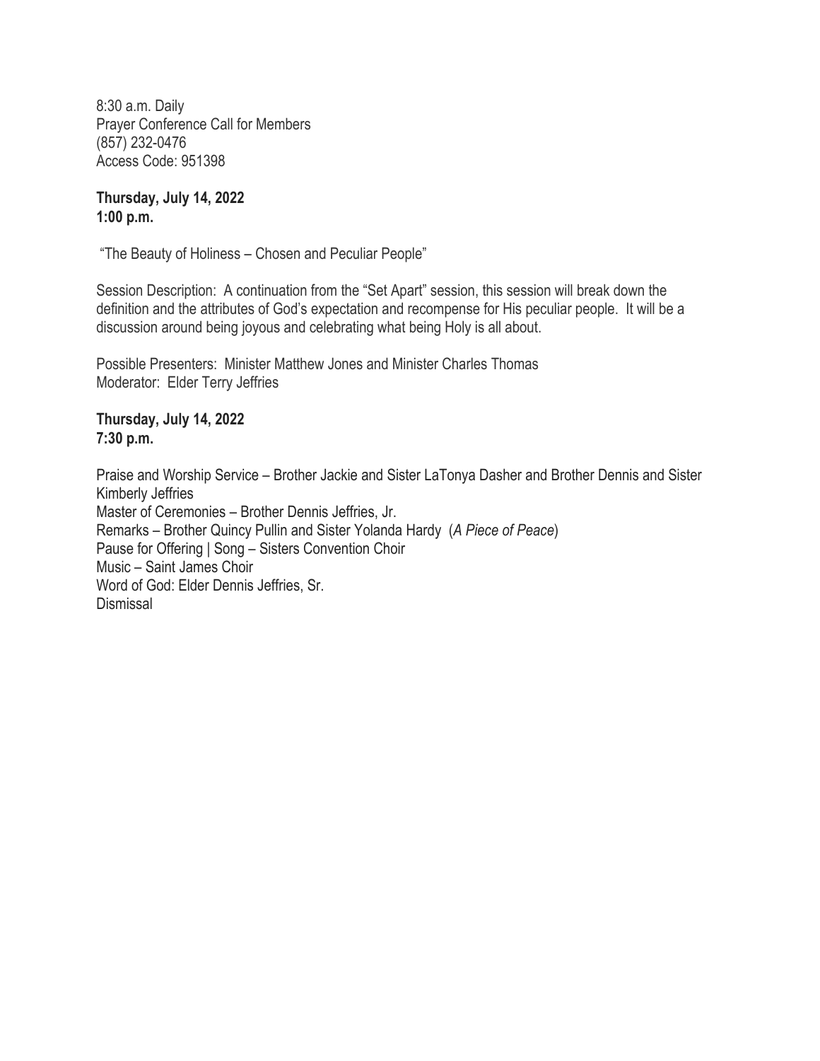8:30 a.m. Daily
Prayer Conference Call for Members
(857) 232-0476
Access Code: 951398

**Thursday, July 14, 2022**
**1:00 p.m.**

"The Beauty of Holiness – Chosen and Peculiar People"

Session Description: A continuation from the "Set Apart" session, this session will break down the definition and the attributes of God's expectation and recompense for His peculiar people. It will be a discussion around being joyous and celebrating what being Holy is all about.

Possible Presenters: Minister Matthew Jones and Minister Charles Thomas
Moderator: Elder Terry Jeffries

**Thursday, July 14, 2022**
**7:30 p.m.**

Praise and Worship Service – Brother Jackie and Sister LaTonya Dasher and Brother Dennis and Sister Kimberly Jeffries
Master of Ceremonies – Brother Dennis Jeffries, Jr.
Remarks – Brother Quincy Pullin and Sister Yolanda Hardy (*A Piece of Peace*)
Pause for Offering | Song – Sisters Convention Choir
Music – Saint James Choir
Word of God: Elder Dennis Jeffries, Sr.
Dismissal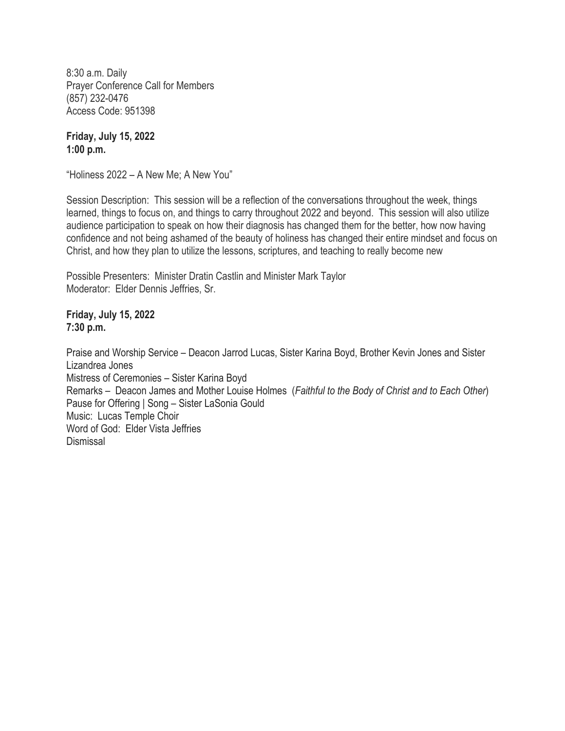8:30 a.m. Daily
Prayer Conference Call for Members
(857) 232-0476
Access Code: 951398

**Friday, July 15, 2022**
**1:00 p.m.**

"Holiness 2022 – A New Me; A New You"

Session Description: This session will be a reflection of the conversations throughout the week, things learned, things to focus on, and things to carry throughout 2022 and beyond. This session will also utilize audience participation to speak on how their diagnosis has changed them for the better, how now having confidence and not being ashamed of the beauty of holiness has changed their entire mindset and focus on Christ, and how they plan to utilize the lessons, scriptures, and teaching to really become new

Possible Presenters: Minister Dratin Castlin and Minister Mark Taylor
Moderator: Elder Dennis Jeffries, Sr.

**Friday, July 15, 2022**
**7:30 p.m.**

Praise and Worship Service – Deacon Jarrod Lucas, Sister Karina Boyd, Brother Kevin Jones and Sister Lizandrea Jones
Mistress of Ceremonies – Sister Karina Boyd
Remarks – Deacon James and Mother Louise Holmes (*Faithful to the Body of Christ and to Each Other*)
Pause for Offering | Song – Sister LaSonia Gould
Music: Lucas Temple Choir
Word of God: Elder Vista Jeffries
Dismissal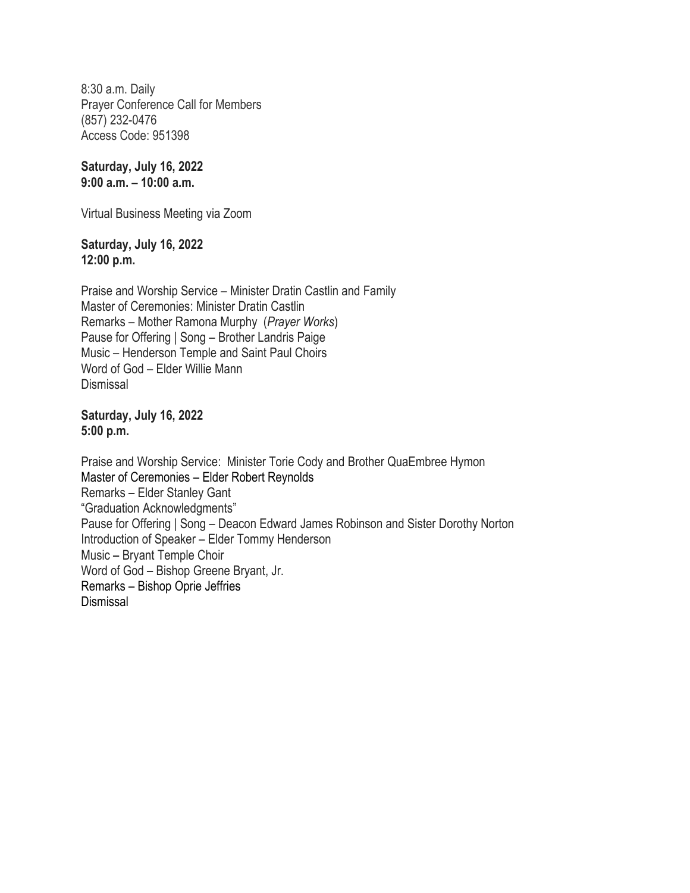8:30 a.m. Daily
Prayer Conference Call for Members
(857) 232-0476
Access Code: 951398

**Saturday, July 16, 2022**
**9:00 a.m. – 10:00 a.m.**

Virtual Business Meeting via Zoom

**Saturday, July 16, 2022**
**12:00 p.m.**

Praise and Worship Service – Minister Dratin Castlin and Family
Master of Ceremonies: Minister Dratin Castlin
Remarks – Mother Ramona Murphy (*Prayer Works*)
Pause for Offering | Song – Brother Landris Paige
Music – Henderson Temple and Saint Paul Choirs
Word of God – Elder Willie Mann
Dismissal

**Saturday, July 16, 2022**
**5:00 p.m.**

Praise and Worship Service: Minister Torie Cody and Brother QuaEmbree Hymon
Master of Ceremonies – Elder Robert Reynolds
Remarks – Elder Stanley Gant
"Graduation Acknowledgments"
Pause for Offering | Song – Deacon Edward James Robinson and Sister Dorothy Norton
Introduction of Speaker – Elder Tommy Henderson
Music – Bryant Temple Choir
Word of God – Bishop Greene Bryant, Jr.
Remarks – Bishop Oprie Jeffries
Dismissal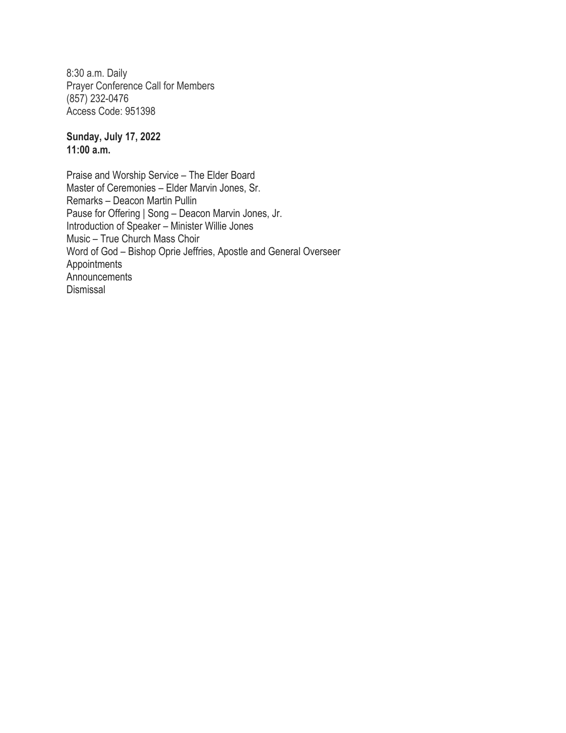8:30 a.m. Daily
Prayer Conference Call for Members
(857) 232-0476
Access Code: 951398

**Sunday, July 17, 2022**
**11:00 a.m.**

Praise and Worship Service – The Elder Board
Master of Ceremonies – Elder Marvin Jones, Sr.
Remarks – Deacon Martin Pullin
Pause for Offering | Song – Deacon Marvin Jones, Jr.
Introduction of Speaker – Minister Willie Jones
Music – True Church Mass Choir
Word of God – Bishop Oprie Jeffries, Apostle and General Overseer
Appointments
Announcements
Dismissal